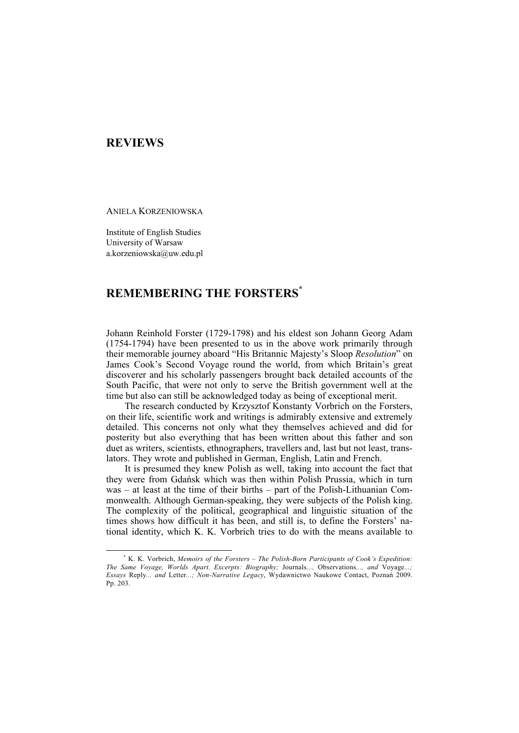# REVIEWS

ANIELA KORZENIOWSKA

Institute of English Studies
University of Warsaw
a.korzeniowska@uw.edu.pl

## REMEMBERING THE FORSTERS[*]

Johann Reinhold Forster (1729-1798) and his eldest son Johann Georg Adam (1754-1794) have been presented to us in the above work primarily through their memorable journey aboard "His Britannic Majesty's Sloop *Resolution*" on James Cook's Second Voyage round the world, from which Britain's great discoverer and his scholarly passengers brought back detailed accounts of the South Pacific, that were not only to serve the British government well at the time but also can still be acknowledged today as being of exceptional merit.

The research conducted by Krzysztof Konstanty Vorbrich on the Forsters, on their life, scientific work and writings is admirably extensive and extremely detailed. This concerns not only what they themselves achieved and did for posterity but also everything that has been written about this father and son duet as writers, scientists, ethnographers, travellers and, last but not least, translators. They wrote and published in German, English, Latin and French.

It is presumed they knew Polish as well, taking into account the fact that they were from Gdańsk which was then within Polish Prussia, which in turn was – at least at the time of their births – part of the Polish-Lithuanian Commonwealth. Although German-speaking, they were subjects of the Polish king. The complexity of the political, geographical and linguistic situation of the times shows how difficult it has been, and still is, to define the Forsters' national identity, which K. K. Vorbrich tries to do with the means available to

---

[*] K. K. Vorbrich, *Memoirs of the Forsters – The Polish-Born Participants of Cook's Expedition: The Same Voyage, Worlds Apart. Excerpts: Biography;* Journals..., Observations..., *and* Voyage...*; Essays* Reply... *and* Letter...*; Non-Narrative Legacy*, Wydawnictwo Naukowe Contact, Poznań 2009. Pp. 203.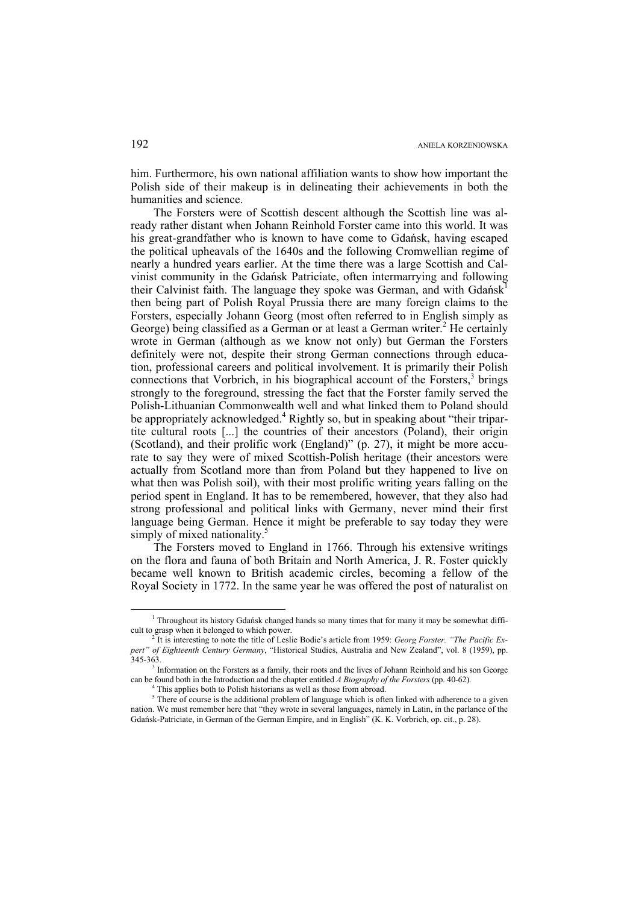him. Furthermore, his own national affiliation wants to show how important the Polish side of their makeup is in delineating their achievements in both the humanities and science.

The Forsters were of Scottish descent although the Scottish line was already rather distant when Johann Reinhold Forster came into this world. It was his great-grandfather who is known to have come to Gdańsk, having escaped the political upheavals of the 1640s and the following Cromwellian regime of nearly a hundred years earlier. At the time there was a large Scottish and Calvinist community in the Gdańsk Patriciate, often intermarrying and following their Calvinist faith. The language they spoke was German, and with Gdańsk[1] then being part of Polish Royal Prussia there are many foreign claims to the Forsters, especially Johann Georg (most often referred to in English simply as George) being classified as a German or at least a German writer.[2] He certainly wrote in German (although as we know not only) but German the Forsters definitely were not, despite their strong German connections through education, professional careers and political involvement. It is primarily their Polish connections that Vorbrich, in his biographical account of the Forsters,[3] brings strongly to the foreground, stressing the fact that the Forster family served the Polish-Lithuanian Commonwealth well and what linked them to Poland should be appropriately acknowledged.[4] Rightly so, but in speaking about "their tripartite cultural roots [...] the countries of their ancestors (Poland), their origin (Scotland), and their prolific work (England)" (p. 27), it might be more accurate to say they were of mixed Scottish-Polish heritage (their ancestors were actually from Scotland more than from Poland but they happened to live on what then was Polish soil), with their most prolific writing years falling on the period spent in England. It has to be remembered, however, that they also had strong professional and political links with Germany, never mind their first language being German. Hence it might be preferable to say today they were simply of mixed nationality.[5]

The Forsters moved to England in 1766. Through his extensive writings on the flora and fauna of both Britain and North America, J. R. Foster quickly became well known to British academic circles, becoming a fellow of the Royal Society in 1772. In the same year he was offered the post of naturalist on

---

[1] Throughout its history Gdańsk changed hands so many times that for many it may be somewhat difficult to grasp when it belonged to which power.

[2] It is interesting to note the title of Leslie Bodie's article from 1959: *Georg Forster. "The Pacific Expert" of Eighteenth Century Germany*, "Historical Studies, Australia and New Zealand", vol. 8 (1959), pp. 345-363.

[3] Information on the Forsters as a family, their roots and the lives of Johann Reinhold and his son George can be found both in the Introduction and the chapter entitled *A Biography of the Forsters* (pp. 40-62).

[4] This applies both to Polish historians as well as those from abroad.

[5] There of course is the additional problem of language which is often linked with adherence to a given nation. We must remember here that "they wrote in several languages, namely in Latin, in the parlance of the Gdańsk-Patriciate, in German of the German Empire, and in English" (K. K. Vorbrich, op. cit., p. 28).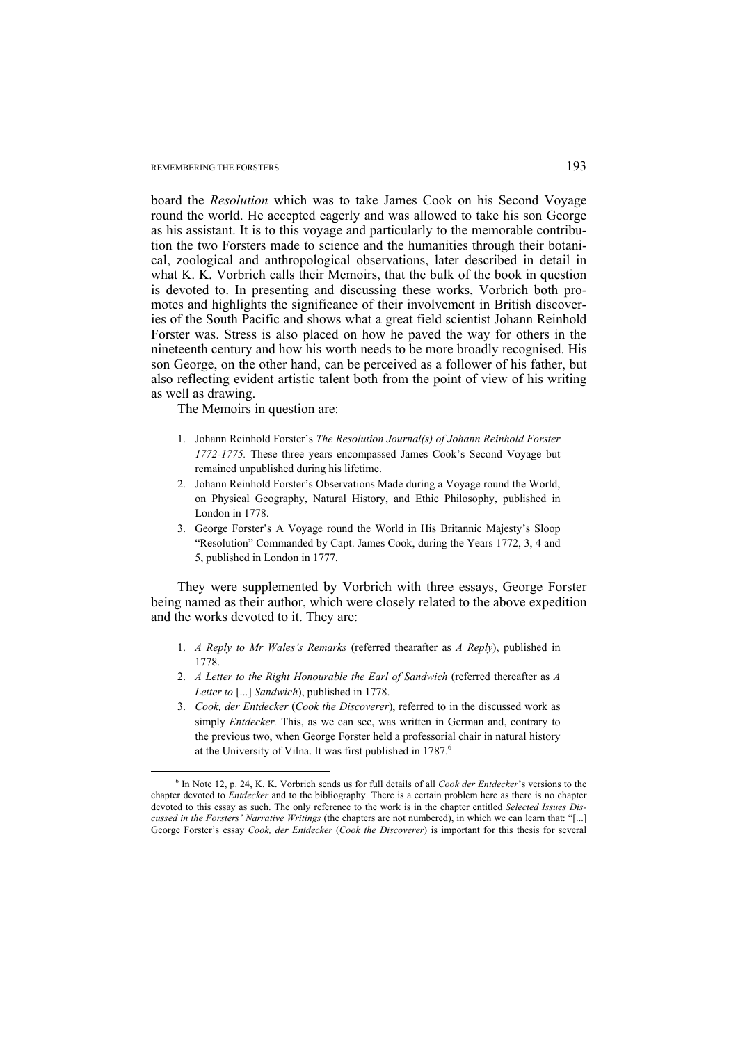board the *Resolution* which was to take James Cook on his Second Voyage round the world. He accepted eagerly and was allowed to take his son George as his assistant. It is to this voyage and particularly to the memorable contribution the two Forsters made to science and the humanities through their botanical, zoological and anthropological observations, later described in detail in what K. K. Vorbrich calls their Memoirs, that the bulk of the book in question is devoted to. In presenting and discussing these works, Vorbrich both promotes and highlights the significance of their involvement in British discoveries of the South Pacific and shows what a great field scientist Johann Reinhold Forster was. Stress is also placed on how he paved the way for others in the nineteenth century and how his worth needs to be more broadly recognised. His son George, on the other hand, can be perceived as a follower of his father, but also reflecting evident artistic talent both from the point of view of his writing as well as drawing.

The Memoirs in question are:

1. Johann Reinhold Forster's *The Resolution Journal(s) of Johann Reinhold Forster 1772-1775.* These three years encompassed James Cook's Second Voyage but remained unpublished during his lifetime.
2. Johann Reinhold Forster's Observations Made during a Voyage round the World, on Physical Geography, Natural History, and Ethic Philosophy, published in London in 1778.
3. George Forster's A Voyage round the World in His Britannic Majesty's Sloop "Resolution" Commanded by Capt. James Cook, during the Years 1772, 3, 4 and 5, published in London in 1777.

They were supplemented by Vorbrich with three essays, George Forster being named as their author, which were closely related to the above expedition and the works devoted to it. They are:

1. *A Reply to Mr Wales's Remarks* (referred thearafter as *A Reply*), published in 1778.
2. *A Letter to the Right Honourable the Earl of Sandwich* (referred thereafter as *A Letter to* [...] *Sandwich*), published in 1778.
3. *Cook, der Entdecker* (*Cook the Discoverer*), referred to in the discussed work as simply *Entdecker.* This, as we can see, was written in German and, contrary to the previous two, when George Forster held a professorial chair in natural history at the University of Vilna. It was first published in 1787.[6]

[6] In Note 12, p. 24, K. K. Vorbrich sends us for full details of all *Cook der Entdecker*'s versions to the chapter devoted to *Entdecker* and to the bibliography. There is a certain problem here as there is no chapter devoted to this essay as such. The only reference to the work is in the chapter entitled *Selected Issues Discussed in the Forsters' Narrative Writings* (the chapters are not numbered), in which we can learn that: "[...] George Forster's essay *Cook, der Entdecker* (*Cook the Discoverer*) is important for this thesis for several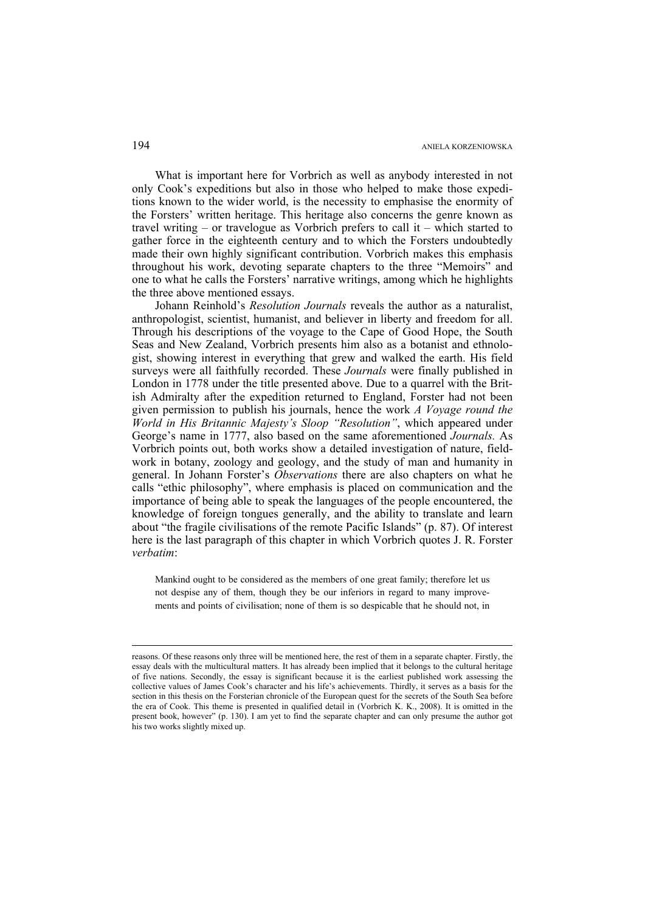What is important here for Vorbrich as well as anybody interested in not only Cook's expeditions but also in those who helped to make those expeditions known to the wider world, is the necessity to emphasise the enormity of the Forsters' written heritage. This heritage also concerns the genre known as travel writing – or travelogue as Vorbrich prefers to call it – which started to gather force in the eighteenth century and to which the Forsters undoubtedly made their own highly significant contribution. Vorbrich makes this emphasis throughout his work, devoting separate chapters to the three "Memoirs" and one to what he calls the Forsters' narrative writings, among which he highlights the three above mentioned essays.

Johann Reinhold's *Resolution Journals* reveals the author as a naturalist, anthropologist, scientist, humanist, and believer in liberty and freedom for all. Through his descriptions of the voyage to the Cape of Good Hope, the South Seas and New Zealand, Vorbrich presents him also as a botanist and ethnologist, showing interest in everything that grew and walked the earth. His field surveys were all faithfully recorded. These *Journals* were finally published in London in 1778 under the title presented above. Due to a quarrel with the British Admiralty after the expedition returned to England, Forster had not been given permission to publish his journals, hence the work *A Voyage round the World in His Britannic Majesty's Sloop "Resolution"*, which appeared under George's name in 1777, also based on the same aforementioned *Journals.* As Vorbrich points out, both works show a detailed investigation of nature, fieldwork in botany, zoology and geology, and the study of man and humanity in general. In Johann Forster's *Observations* there are also chapters on what he calls "ethic philosophy", where emphasis is placed on communication and the importance of being able to speak the languages of the people encountered, the knowledge of foreign tongues generally, and the ability to translate and learn about "the fragile civilisations of the remote Pacific Islands" (p. 87). Of interest here is the last paragraph of this chapter in which Vorbrich quotes J. R. Forster *verbatim*:

> Mankind ought to be considered as the members of one great family; therefore let us not despise any of them, though they be our inferiors in regard to many improvements and points of civilisation; none of them is so despicable that he should not, in

---

reasons. Of these reasons only three will be mentioned here, the rest of them in a separate chapter. Firstly, the essay deals with the multicultural matters. It has already been implied that it belongs to the cultural heritage of five nations. Secondly, the essay is significant because it is the earliest published work assessing the collective values of James Cook's character and his life's achievements. Thirdly, it serves as a basis for the section in this thesis on the Forsterian chronicle of the European quest for the secrets of the South Sea before the era of Cook. This theme is presented in qualified detail in (Vorbrich K. K., 2008). It is omitted in the present book, however" (p. 130). I am yet to find the separate chapter and can only presume the author got his two works slightly mixed up.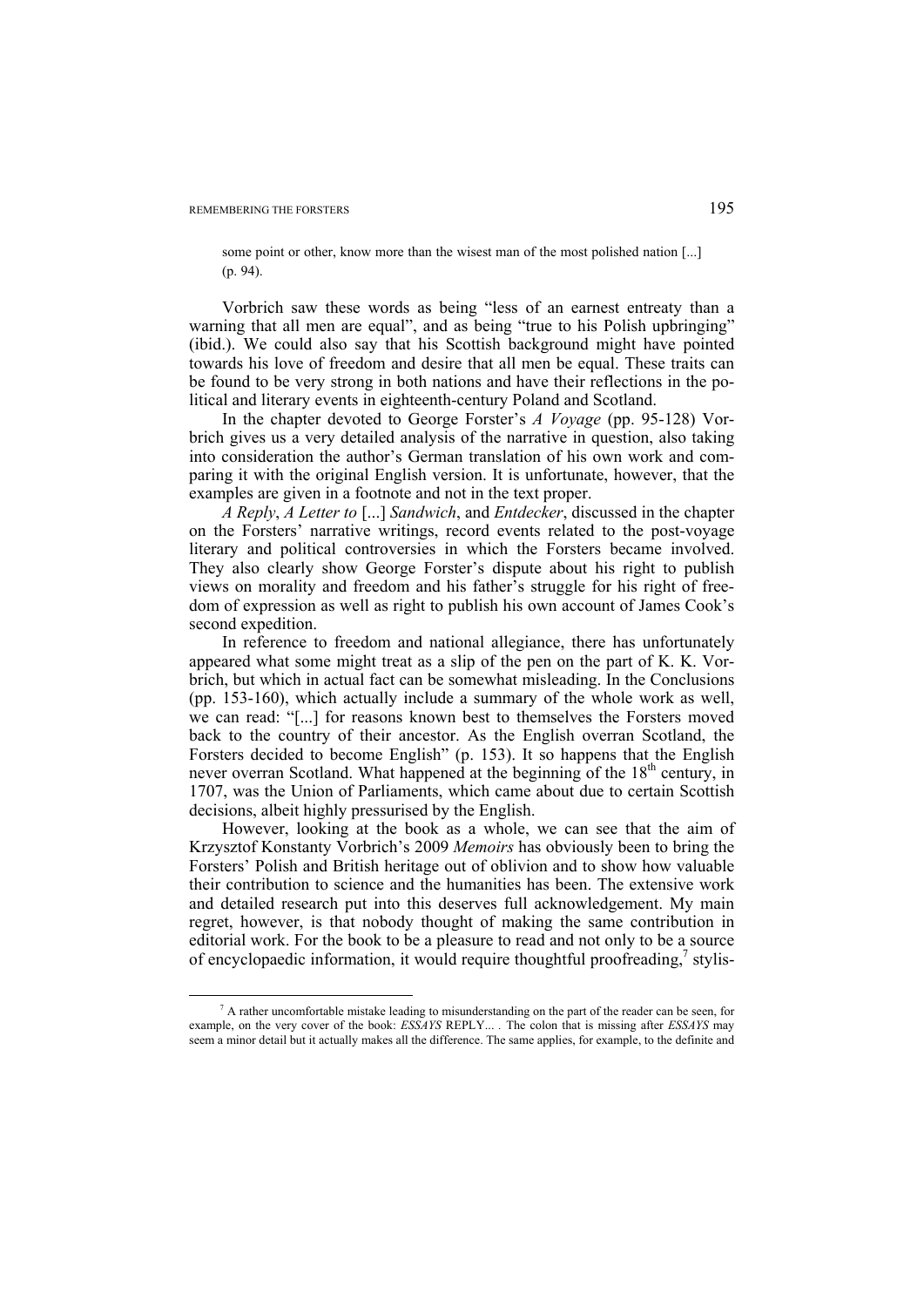> some point or other, know more than the wisest man of the most polished nation [...] (p. 94).

Vorbrich saw these words as being "less of an earnest entreaty than a warning that all men are equal", and as being "true to his Polish upbringing" (ibid.). We could also say that his Scottish background might have pointed towards his love of freedom and desire that all men be equal. These traits can be found to be very strong in both nations and have their reflections in the political and literary events in eighteenth-century Poland and Scotland.

In the chapter devoted to George Forster's *A Voyage* (pp. 95-128) Vorbrich gives us a very detailed analysis of the narrative in question, also taking into consideration the author's German translation of his own work and comparing it with the original English version. It is unfortunate, however, that the examples are given in a footnote and not in the text proper.

*A Reply*, *A Letter to* [...] *Sandwich*, and *Entdecker*, discussed in the chapter on the Forsters' narrative writings, record events related to the post-voyage literary and political controversies in which the Forsters became involved. They also clearly show George Forster's dispute about his right to publish views on morality and freedom and his father's struggle for his right of freedom of expression as well as right to publish his own account of James Cook's second expedition.

In reference to freedom and national allegiance, there has unfortunately appeared what some might treat as a slip of the pen on the part of K. K. Vorbrich, but which in actual fact can be somewhat misleading. In the Conclusions (pp. 153-160), which actually include a summary of the whole work as well, we can read: "[...] for reasons known best to themselves the Forsters moved back to the country of their ancestor. As the English overran Scotland, the Forsters decided to become English" (p. 153). It so happens that the English never overran Scotland. What happened at the beginning of the 18th century, in 1707, was the Union of Parliaments, which came about due to certain Scottish decisions, albeit highly pressurised by the English.

However, looking at the book as a whole, we can see that the aim of Krzysztof Konstanty Vorbrich's 2009 *Memoirs* has obviously been to bring the Forsters' Polish and British heritage out of oblivion and to show how valuable their contribution to science and the humanities has been. The extensive work and detailed research put into this deserves full acknowledgement. My main regret, however, is that nobody thought of making the same contribution in editorial work. For the book to be a pleasure to read and not only to be a source of encyclopaedic information, it would require thoughtful proofreading,[7] stylis-

[7] A rather uncomfortable mistake leading to misunderstanding on the part of the reader can be seen, for example, on the very cover of the book: *ESSAYS* REPLY... . The colon that is missing after *ESSAYS* may seem a minor detail but it actually makes all the difference. The same applies, for example, to the definite and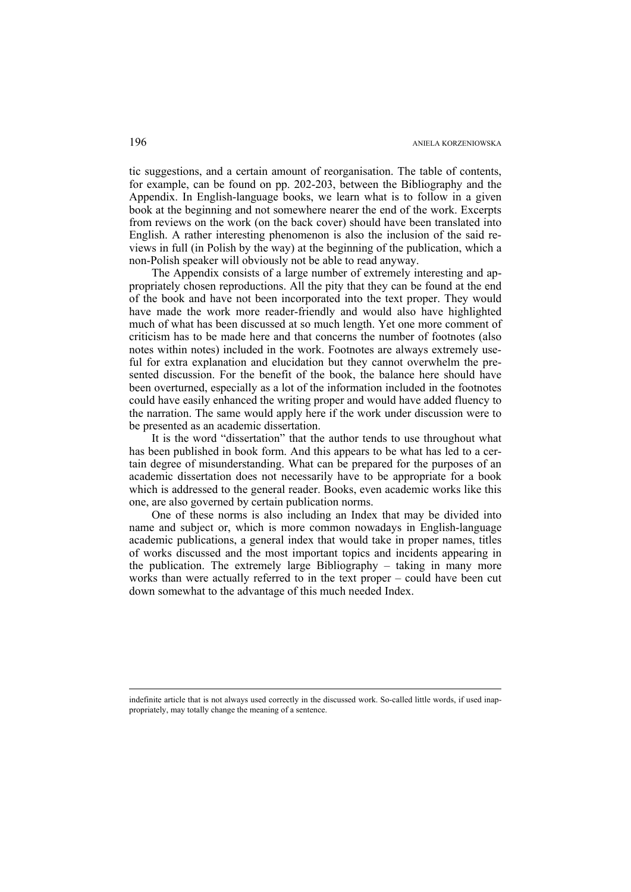tic suggestions, and a certain amount of reorganisation. The table of contents, for example, can be found on pp. 202-203, between the Bibliography and the Appendix. In English-language books, we learn what is to follow in a given book at the beginning and not somewhere nearer the end of the work. Excerpts from reviews on the work (on the back cover) should have been translated into English. A rather interesting phenomenon is also the inclusion of the said reviews in full (in Polish by the way) at the beginning of the publication, which a non-Polish speaker will obviously not be able to read anyway.

The Appendix consists of a large number of extremely interesting and appropriately chosen reproductions. All the pity that they can be found at the end of the book and have not been incorporated into the text proper. They would have made the work more reader-friendly and would also have highlighted much of what has been discussed at so much length. Yet one more comment of criticism has to be made here and that concerns the number of footnotes (also notes within notes) included in the work. Footnotes are always extremely useful for extra explanation and elucidation but they cannot overwhelm the presented discussion. For the benefit of the book, the balance here should have been overturned, especially as a lot of the information included in the footnotes could have easily enhanced the writing proper and would have added fluency to the narration. The same would apply here if the work under discussion were to be presented as an academic dissertation.

It is the word "dissertation" that the author tends to use throughout what has been published in book form. And this appears to be what has led to a certain degree of misunderstanding. What can be prepared for the purposes of an academic dissertation does not necessarily have to be appropriate for a book which is addressed to the general reader. Books, even academic works like this one, are also governed by certain publication norms.

One of these norms is also including an Index that may be divided into name and subject or, which is more common nowadays in English-language academic publications, a general index that would take in proper names, titles of works discussed and the most important topics and incidents appearing in the publication. The extremely large Bibliography – taking in many more works than were actually referred to in the text proper – could have been cut down somewhat to the advantage of this much needed Index.

---

indefinite article that is not always used correctly in the discussed work. So-called little words, if used inappropriately, may totally change the meaning of a sentence.